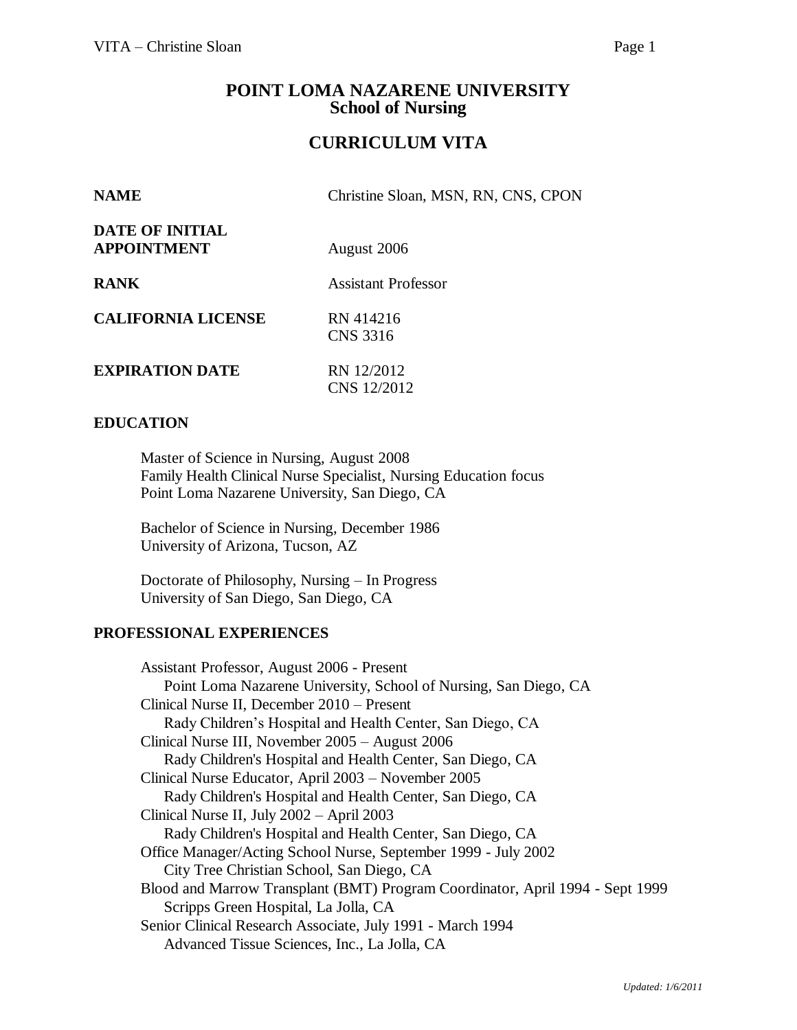# POINT LOMA NAZARENE UNIVERSITY
## School of Nursing

## CURRICULUM VITA

**NAME** Christine Sloan, MSN, RN, CNS, CPON

**DATE OF INITIAL APPOINTMENT** August 2006

**RANK** Assistant Professor

**CALIFORNIA LICENSE** RN 414216
CNS 3316

**EXPIRATION DATE** RN 12/2012
CNS 12/2012

### EDUCATION

Master of Science in Nursing, August 2008
Family Health Clinical Nurse Specialist, Nursing Education focus
Point Loma Nazarene University, San Diego, CA

Bachelor of Science in Nursing, December 1986
University of Arizona, Tucson, AZ

Doctorate of Philosophy, Nursing – In Progress
University of San Diego, San Diego, CA

### PROFESSIONAL EXPERIENCES

Assistant Professor, August 2006 - Present
Point Loma Nazarene University, School of Nursing, San Diego, CA

Clinical Nurse II, December 2010 – Present
Rady Children's Hospital and Health Center, San Diego, CA

Clinical Nurse III, November 2005 – August 2006
Rady Children's Hospital and Health Center, San Diego, CA

Clinical Nurse Educator, April 2003 – November 2005
Rady Children's Hospital and Health Center, San Diego, CA

Clinical Nurse II, July 2002 – April 2003
Rady Children's Hospital and Health Center, San Diego, CA

Office Manager/Acting School Nurse, September 1999 - July 2002
City Tree Christian School, San Diego, CA

Blood and Marrow Transplant (BMT) Program Coordinator, April 1994 - Sept 1999
Scripps Green Hospital, La Jolla, CA

Senior Clinical Research Associate, July 1991 - March 1994
Advanced Tissue Sciences, Inc., La Jolla, CA

*Updated: 1/6/2011*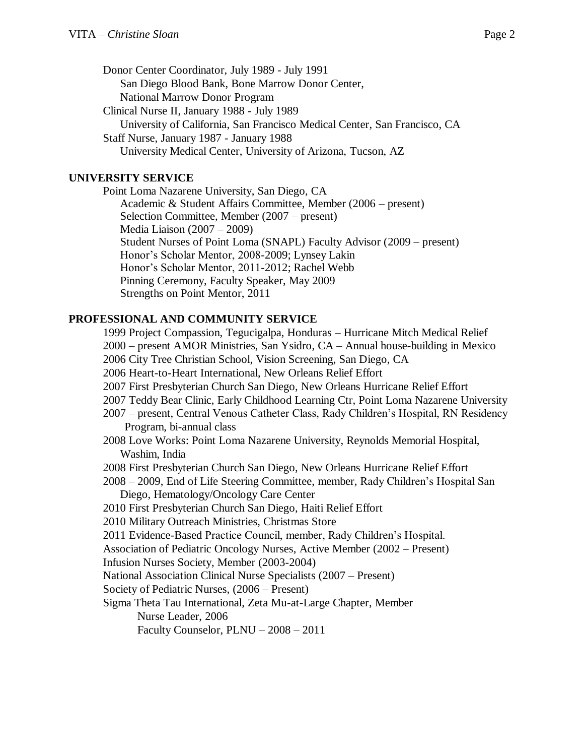Donor Center Coordinator, July 1989 - July 1991
San Diego Blood Bank, Bone Marrow Donor Center,
National Marrow Donor Program

Clinical Nurse II, January 1988 - July 1989
University of California, San Francisco Medical Center, San Francisco, CA

Staff Nurse, January 1987 - January 1988
University Medical Center, University of Arizona, Tucson, AZ

## UNIVERSITY SERVICE

Point Loma Nazarene University, San Diego, CA

- Academic & Student Affairs Committee, Member (2006 – present)
- Selection Committee, Member (2007 – present)
- Media Liaison (2007 – 2009)
- Student Nurses of Point Loma (SNAPL) Faculty Advisor (2009 – present)
- Honor's Scholar Mentor, 2008-2009; Lynsey Lakin
- Honor's Scholar Mentor, 2011-2012; Rachel Webb
- Pinning Ceremony, Faculty Speaker, May 2009
- Strengths on Point Mentor, 2011

## PROFESSIONAL AND COMMUNITY SERVICE

1999 Project Compassion, Tegucigalpa, Honduras – Hurricane Mitch Medical Relief
2000 – present AMOR Ministries, San Ysidro, CA – Annual house-building in Mexico
2006 City Tree Christian School, Vision Screening, San Diego, CA
2006 Heart-to-Heart International, New Orleans Relief Effort
2007 First Presbyterian Church San Diego, New Orleans Hurricane Relief Effort
2007 Teddy Bear Clinic, Early Childhood Learning Ctr, Point Loma Nazarene University
2007 – present, Central Venous Catheter Class, Rady Children's Hospital, RN Residency Program, bi-annual class
2008 Love Works: Point Loma Nazarene University, Reynolds Memorial Hospital, Washim, India
2008 First Presbyterian Church San Diego, New Orleans Hurricane Relief Effort
2008 – 2009, End of Life Steering Committee, member, Rady Children's Hospital San Diego, Hematology/Oncology Care Center
2010 First Presbyterian Church San Diego, Haiti Relief Effort
2010 Military Outreach Ministries, Christmas Store
2011 Evidence-Based Practice Council, member, Rady Children's Hospital.
Association of Pediatric Oncology Nurses, Active Member (2002 – Present)
Infusion Nurses Society, Member (2003-2004)
National Association Clinical Nurse Specialists (2007 – Present)
Society of Pediatric Nurses, (2006 – Present)
Sigma Theta Tau International, Zeta Mu-at-Large Chapter, Member
Nurse Leader, 2006
Faculty Counselor, PLNU – 2008 – 2011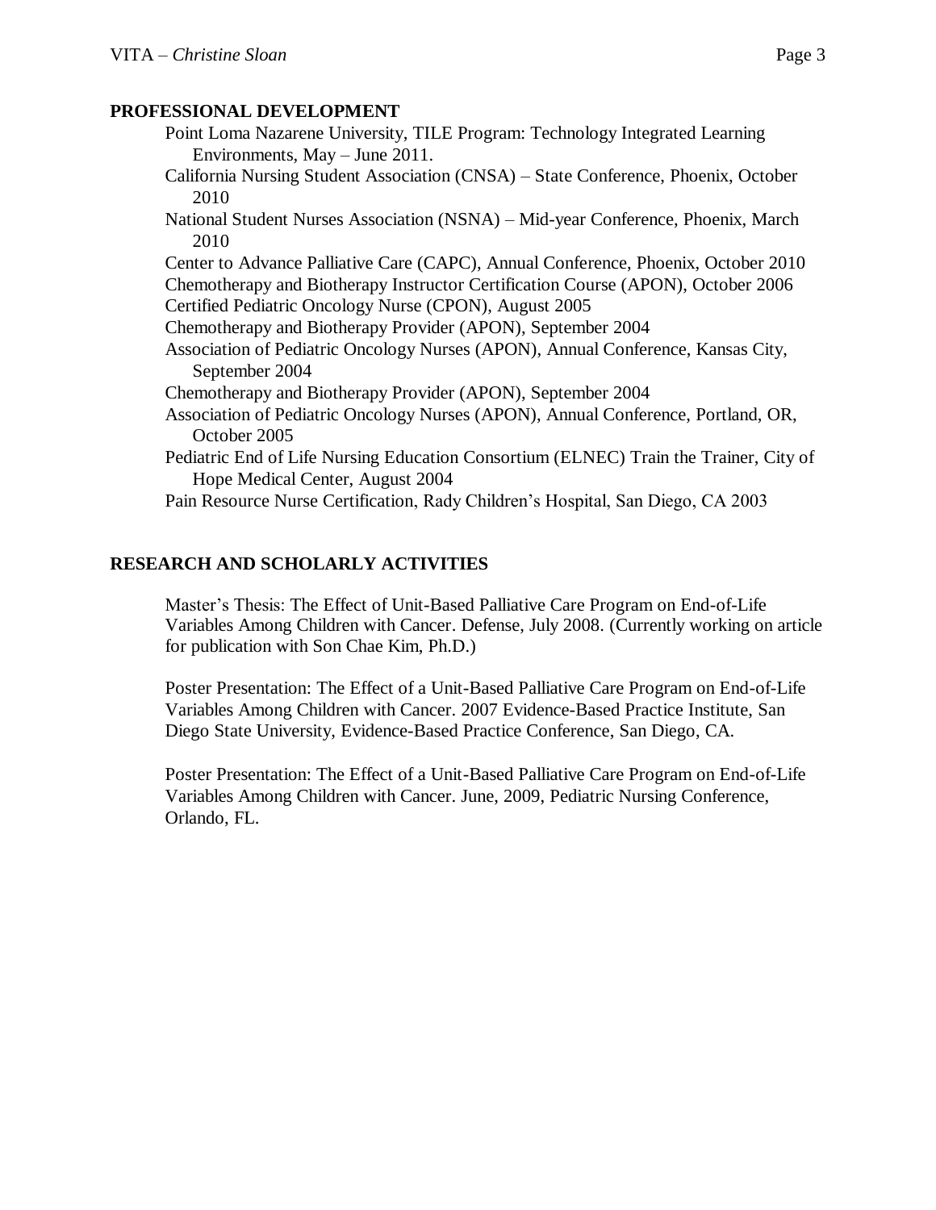## PROFESSIONAL DEVELOPMENT

Point Loma Nazarene University, TILE Program: Technology Integrated Learning Environments, May – June 2011.

California Nursing Student Association (CNSA) – State Conference, Phoenix, October 2010

National Student Nurses Association (NSNA) – Mid-year Conference, Phoenix, March 2010

Center to Advance Palliative Care (CAPC), Annual Conference, Phoenix, October 2010

Chemotherapy and Biotherapy Instructor Certification Course (APON), October 2006

Certified Pediatric Oncology Nurse (CPON), August 2005

Chemotherapy and Biotherapy Provider (APON), September 2004

Association of Pediatric Oncology Nurses (APON), Annual Conference, Kansas City, September 2004

Chemotherapy and Biotherapy Provider (APON), September 2004

Association of Pediatric Oncology Nurses (APON), Annual Conference, Portland, OR, October 2005

Pediatric End of Life Nursing Education Consortium (ELNEC) Train the Trainer, City of Hope Medical Center, August 2004

Pain Resource Nurse Certification, Rady Children's Hospital, San Diego, CA 2003

## RESEARCH AND SCHOLARLY ACTIVITIES

Master's Thesis: The Effect of Unit-Based Palliative Care Program on End-of-Life Variables Among Children with Cancer. Defense, July 2008. (Currently working on article for publication with Son Chae Kim, Ph.D.)

Poster Presentation: The Effect of a Unit-Based Palliative Care Program on End-of-Life Variables Among Children with Cancer. 2007 Evidence-Based Practice Institute, San Diego State University, Evidence-Based Practice Conference, San Diego, CA.

Poster Presentation: The Effect of a Unit-Based Palliative Care Program on End-of-Life Variables Among Children with Cancer. June, 2009, Pediatric Nursing Conference, Orlando, FL.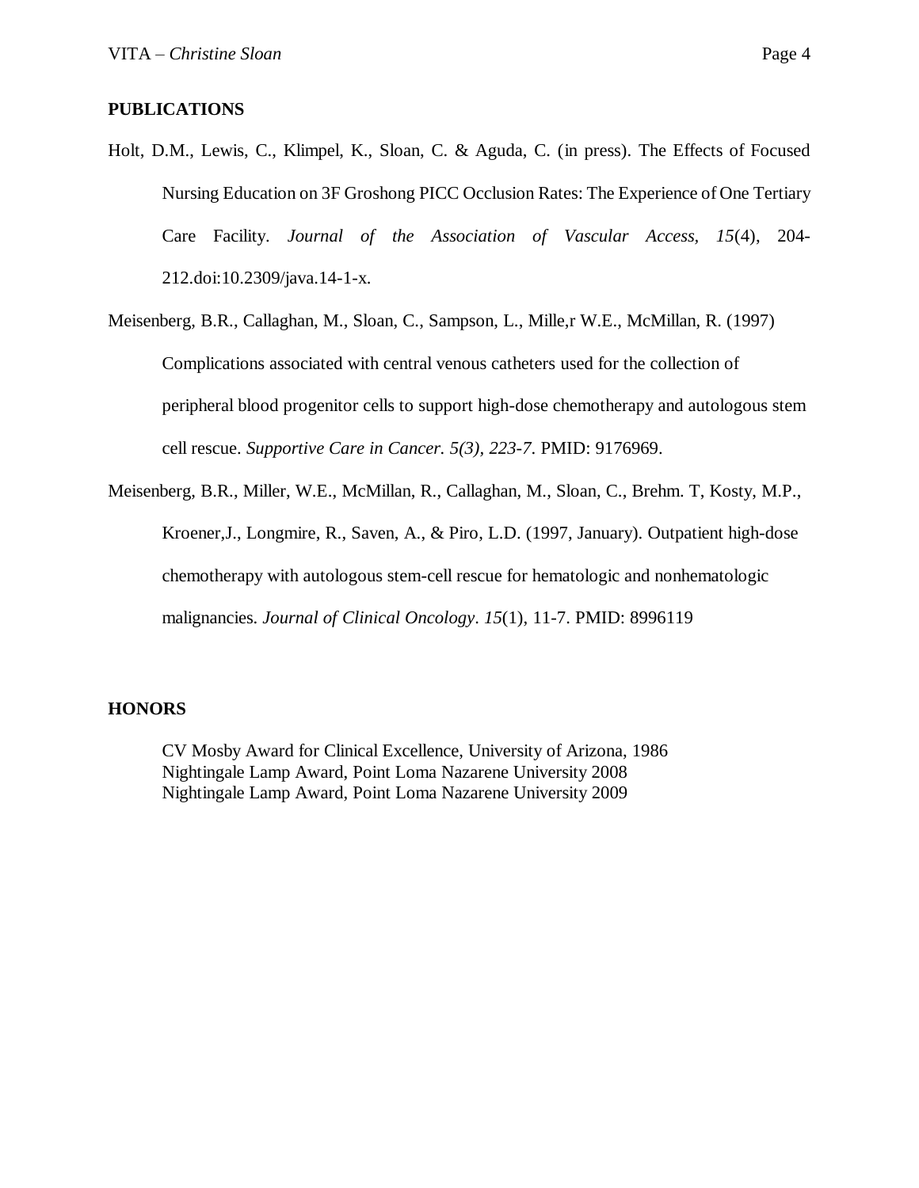## PUBLICATIONS

Holt, D.M., Lewis, C., Klimpel, K., Sloan, C. & Aguda, C. (in press). The Effects of Focused Nursing Education on 3F Groshong PICC Occlusion Rates: The Experience of One Tertiary Care Facility. *Journal of the Association of Vascular Access, 15*(4), 204-212.doi:10.2309/java.14-1-x.

Meisenberg, B.R., Callaghan, M., Sloan, C., Sampson, L., Mille,r W.E., McMillan, R. (1997) Complications associated with central venous catheters used for the collection of peripheral blood progenitor cells to support high-dose chemotherapy and autologous stem cell rescue. *Supportive Care in Cancer. 5(3), 223-7.* PMID: 9176969.

Meisenberg, B.R., Miller, W.E., McMillan, R., Callaghan, M., Sloan, C., Brehm. T, Kosty, M.P., Kroener,J., Longmire, R., Saven, A., & Piro, L.D. (1997, January). Outpatient high-dose chemotherapy with autologous stem-cell rescue for hematologic and nonhematologic malignancies. *Journal of Clinical Oncology*. *15*(1), 11-7. PMID: 8996119

## HONORS

CV Mosby Award for Clinical Excellence, University of Arizona, 1986
Nightingale Lamp Award, Point Loma Nazarene University 2008
Nightingale Lamp Award, Point Loma Nazarene University 2009